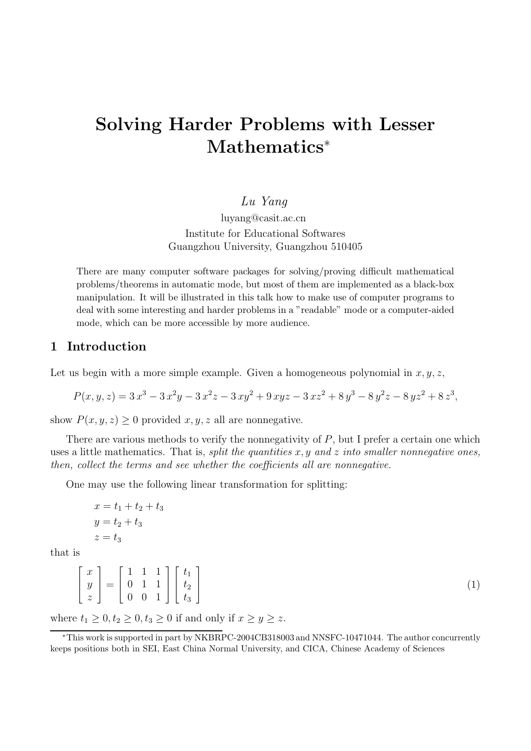# Solving Harder Problems with Lesser Mathematics*

*Lu Yang*

luyang@casit.ac.cn

Institute for Educational Softwares
Guangzhou University, Guangzhou 510405

There are many computer software packages for solving/proving difficult mathematical problems/theorems in automatic mode, but most of them are implemented as a black-box manipulation. It will be illustrated in this talk how to make use of computer programs to deal with some interesting and harder problems in a "readable" mode or a computer-aided mode, which can be more accessible by more audience.

## 1 Introduction

Let us begin with a more simple example. Given a homogeneous polynomial in $x, y, z$,

$$P(x,y,z) = 3\,x^3 - 3\,x^2y - 3\,x^2z - 3\,xy^2 + 9\,xyz - 3\,xz^2 + 8\,y^3 - 8\,y^2z - 8\,yz^2 + 8\,z^3,$$

show $P(x,y,z) \geq 0$ provided $x, y, z$ all are nonnegative.

There are various methods to verify the nonnegativity of $P$, but I prefer a certain one which uses a little mathematics. That is, *split the quantities $x, y$ and $z$ into smaller nonnegative ones, then, collect the terms and see whether the coefficients all are nonnegative.*

One may use the following linear transformation for splitting:

$$x = t_1 + t_2 + t_3$$
$$y = t_2 + t_3$$
$$z = t_3$$

that is

$$\begin{bmatrix} x \\ y \\ z \end{bmatrix} = \begin{bmatrix} 1 & 1 & 1 \\ 0 & 1 & 1 \\ 0 & 0 & 1 \end{bmatrix} \begin{bmatrix} t_1 \\ t_2 \\ t_3 \end{bmatrix} \tag{1}$$

where $t_1 \geq 0, t_2 \geq 0, t_3 \geq 0$ if and only if $x \geq y \geq z$.

*This work is supported in part by NKBRPC-2004CB318003 and NNSFC-10471044. The author concurrently keeps positions both in SEI, East China Normal University, and CICA, Chinese Academy of Sciences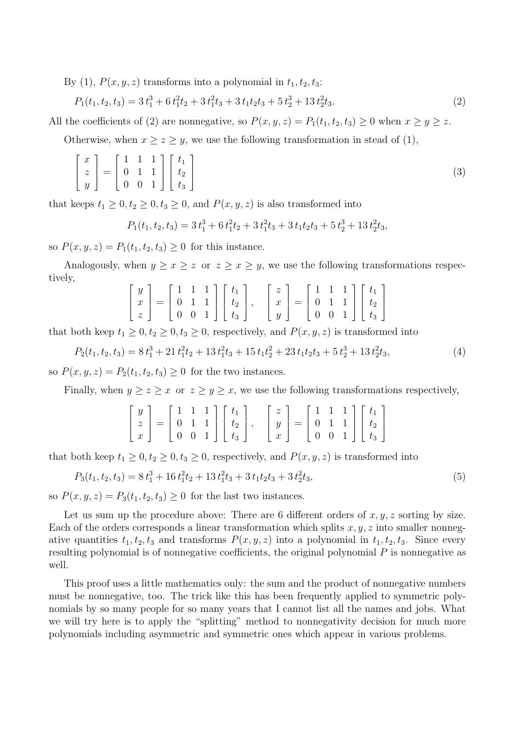By (1), $P(x, y, z)$ transforms into a polynomial in $t_1, t_2, t_3$:

$$P_1(t_1, t_2, t_3) = 3\,t_1^3 + 6\,t_1^2 t_2 + 3\,t_1^2 t_3 + 3\,t_1 t_2 t_3 + 5\,t_2^3 + 13\,t_2^2 t_3. \tag{2}$$

All the coefficients of (2) are nonnegative, so $P(x, y, z) = P_1(t_1, t_2, t_3) \geq 0$ when $x \geq y \geq z$.

Otherwise, when $x \geq z \geq y$, we use the following transformation in stead of (1),

$$\begin{bmatrix} x \\ z \\ y \end{bmatrix} = \begin{bmatrix} 1 & 1 & 1 \\ 0 & 1 & 1 \\ 0 & 0 & 1 \end{bmatrix} \begin{bmatrix} t_1 \\ t_2 \\ t_3 \end{bmatrix} \tag{3}$$

that keeps $t_1 \geq 0, t_2 \geq 0, t_3 \geq 0$, and $P(x, y, z)$ is also transformed into

$$P_1(t_1, t_2, t_3) = 3\,t_1^3 + 6\,t_1^2 t_2 + 3\,t_1^2 t_3 + 3\,t_1 t_2 t_3 + 5\,t_2^3 + 13\,t_2^2 t_3,$$

so $P(x, y, z) = P_1(t_1, t_2, t_3) \geq 0$ for this instance.

Analogously, when $y \geq x \geq z$ or $z \geq x \geq y$, we use the following transformations respectively,

$$\begin{bmatrix} y \\ x \\ z \end{bmatrix} = \begin{bmatrix} 1 & 1 & 1 \\ 0 & 1 & 1 \\ 0 & 0 & 1 \end{bmatrix} \begin{bmatrix} t_1 \\ t_2 \\ t_3 \end{bmatrix}, \quad \begin{bmatrix} z \\ x \\ y \end{bmatrix} = \begin{bmatrix} 1 & 1 & 1 \\ 0 & 1 & 1 \\ 0 & 0 & 1 \end{bmatrix} \begin{bmatrix} t_1 \\ t_2 \\ t_3 \end{bmatrix}$$

that both keep $t_1 \geq 0, t_2 \geq 0, t_3 \geq 0$, respectively, and $P(x, y, z)$ is transformed into

$$P_2(t_1, t_2, t_3) = 8\,t_1^3 + 21\,t_1^2 t_2 + 13\,t_1^2 t_3 + 15\,t_1 t_2^2 + 23\,t_1 t_2 t_3 + 5\,t_2^3 + 13\,t_2^2 t_3, \tag{4}$$

so $P(x, y, z) = P_2(t_1, t_2, t_3) \geq 0$ for the two instances.

Finally, when $y \geq z \geq x$ or $z \geq y \geq x$, we use the following transformations respectively,

$$\begin{bmatrix} y \\ z \\ x \end{bmatrix} = \begin{bmatrix} 1 & 1 & 1 \\ 0 & 1 & 1 \\ 0 & 0 & 1 \end{bmatrix} \begin{bmatrix} t_1 \\ t_2 \\ t_3 \end{bmatrix}, \quad \begin{bmatrix} z \\ y \\ x \end{bmatrix} = \begin{bmatrix} 1 & 1 & 1 \\ 0 & 1 & 1 \\ 0 & 0 & 1 \end{bmatrix} \begin{bmatrix} t_1 \\ t_2 \\ t_3 \end{bmatrix}$$

that both keep $t_1 \geq 0, t_2 \geq 0, t_3 \geq 0$, respectively, and $P(x, y, z)$ is transformed into

$$P_3(t_1, t_2, t_3) = 8\,t_1^3 + 16\,t_1^2 t_2 + 13\,t_1^2 t_3 + 3\,t_1 t_2 t_3 + 3\,t_2^2 t_3, \tag{5}$$

so $P(x, y, z) = P_3(t_1, t_2, t_3) \geq 0$ for the last two instances.

Let us sum up the procedure above: There are 6 different orders of $x, y, z$ sorting by size. Each of the orders corresponds a linear transformation which splits $x, y, z$ into smaller nonnegative quantities $t_1, t_2, t_3$ and transforms $P(x, y, z)$ into a polynomial in $t_1, t_2, t_3$. Since every resulting polynomial is of nonnegative coefficients, the original polynomial $P$ is nonnegative as well.

This proof uses a little mathematics only: the sum and the product of nonnegative numbers must be nonnegative, too. The trick like this has been frequently applied to symmetric polynomials by so many people for so many years that I cannot list all the names and jobs. What we will try here is to apply the "splitting" method to nonnegativity decision for much more polynomials including asymmetric and symmetric ones which appear in various problems.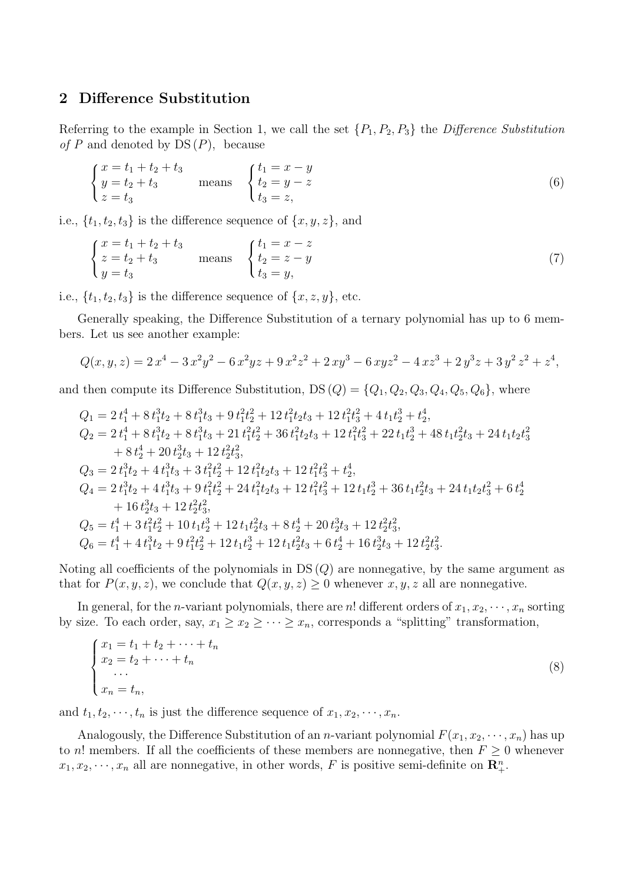## 2 Difference Substitution

Referring to the example in Section 1, we call the set $\{P_1, P_2, P_3\}$ the *Difference Substitution of* $P$ and denoted by $\mathrm{DS}(P)$, because

$$
\begin{cases} x = t_1 + t_2 + t_3 \\ y = t_2 + t_3 \\ z = t_3 \end{cases} \quad \text{means} \quad \begin{cases} t_1 = x - y \\ t_2 = y - z \\ t_3 = z, \end{cases} \tag{6}
$$

i.e., $\{t_1, t_2, t_3\}$ is the difference sequence of $\{x, y, z\}$, and

$$
\begin{cases} x = t_1 + t_2 + t_3 \\ z = t_2 + t_3 \\ y = t_3 \end{cases} \quad \text{means} \quad \begin{cases} t_1 = x - z \\ t_2 = z - y \\ t_3 = y, \end{cases} \tag{7}
$$

i.e., $\{t_1, t_2, t_3\}$ is the difference sequence of $\{x, z, y\}$, etc.

Generally speaking, the Difference Substitution of a ternary polynomial has up to 6 members. Let us see another example:

$$
Q(x, y, z) = 2\,x^4 - 3\,x^2y^2 - 6\,x^2yz + 9\,x^2z^2 + 2\,xy^3 - 6\,xyz^2 - 4\,xz^3 + 2\,y^3z + 3\,y^2\,z^2 + z^4,
$$

and then compute its Difference Substitution, $\mathrm{DS}(Q) = \{Q_1, Q_2, Q_3, Q_4, Q_5, Q_6\}$, where

$$
\begin{aligned}
Q_1 &= 2\,t_1^4 + 8\,t_1^3t_2 + 8\,t_1^3t_3 + 9\,t_1^2t_2^2 + 12\,t_1^2t_2t_3 + 12\,t_1^2t_3^2 + 4\,t_1t_2^3 + t_2^4, \\
Q_2 &= 2\,t_1^4 + 8\,t_1^3t_2 + 8\,t_1^3t_3 + 21\,t_1^2t_2^2 + 36\,t_1^2t_2t_3 + 12\,t_1^2t_3^2 + 22\,t_1t_2^3 + 48\,t_1t_2^2t_3 + 24\,t_1t_2t_3^2 \\
&\quad + 8\,t_2^4 + 20\,t_2^3t_3 + 12\,t_2^2t_3^2, \\
Q_3 &= 2\,t_1^3t_2 + 4\,t_1^3t_3 + 3\,t_1^2t_2^2 + 12\,t_1^2t_2t_3 + 12\,t_1^2t_3^2 + t_2^4, \\
Q_4 &= 2\,t_1^3t_2 + 4\,t_1^3t_3 + 9\,t_1^2t_2^2 + 24\,t_1^2t_2t_3 + 12\,t_1^2t_3^2 + 12\,t_1t_2^3 + 36\,t_1t_2^2t_3 + 24\,t_1t_2t_3^2 + 6\,t_2^4 \\
&\quad + 16\,t_2^3t_3 + 12\,t_2^2t_3^2, \\
Q_5 &= t_1^4 + 3\,t_1^2t_2^2 + 10\,t_1t_2^3 + 12\,t_1t_2^2t_3 + 8\,t_2^4 + 20\,t_2^3t_3 + 12\,t_2^2t_3^2, \\
Q_6 &= t_1^4 + 4\,t_1^3t_2 + 9\,t_1^2t_2^2 + 12\,t_1t_2^3 + 12\,t_1t_2^2t_3 + 6\,t_2^4 + 16\,t_2^3t_3 + 12\,t_2^2t_3^2.
\end{aligned}
$$

Noting all coefficients of the polynomials in $\mathrm{DS}(Q)$ are nonnegative, by the same argument as that for $P(x, y, z)$, we conclude that $Q(x, y, z) \geq 0$ whenever $x, y, z$ all are nonnegative.

In general, for the $n$-variant polynomials, there are $n!$ different orders of $x_1, x_2, \cdots, x_n$ sorting by size. To each order, say, $x_1 \geq x_2 \geq \cdots \geq x_n$, corresponds a "splitting" transformation,

$$
\begin{cases} x_1 = t_1 + t_2 + \cdots + t_n \\ x_2 = t_2 + \cdots + t_n \\ \quad \cdots \\ x_n = t_n, \end{cases} \tag{8}
$$

and $t_1, t_2, \cdots, t_n$ is just the difference sequence of $x_1, x_2, \cdots, x_n$.

Analogously, the Difference Substitution of an $n$-variant polynomial $F(x_1, x_2, \cdots, x_n)$ has up to $n!$ members. If all the coefficients of these members are nonnegative, then $F \geq 0$ whenever $x_1, x_2, \cdots, x_n$ all are nonnegative, in other words, $F$ is positive semi-definite on $\mathbf{R}_+^n$.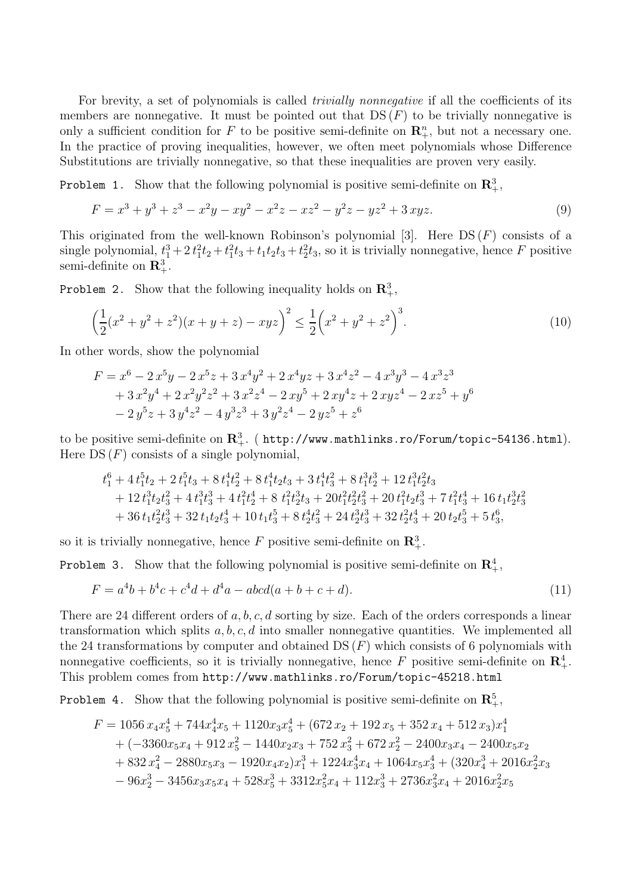For brevity, a set of polynomials is called *trivially nonnegative* if all the coefficients of its members are nonnegative. It must be pointed out that $\mathrm{DS}(F)$ to be trivially nonnegative is only a sufficient condition for $F$ to be positive semi-definite on $\mathbf{R}_+^n$, but not a necessary one. In the practice of proving inequalities, however, we often meet polynomials whose Difference Substitutions are trivially nonnegative, so that these inequalities are proven very easily.

`Problem 1.` Show that the following polynomial is positive semi-definite on $\mathbf{R}_+^3$,

$$F = x^3 + y^3 + z^3 - x^2y - xy^2 - x^2z - xz^2 - y^2z - yz^2 + 3\,xyz. \tag{9}$$

This originated from the well-known Robinson's polynomial [3]. Here $\mathrm{DS}(F)$ consists of a single polynomial, $t_1^3 + 2\,t_1^2t_2 + t_1^2t_3 + t_1t_2t_3 + t_2^2t_3$, so it is trivially nonnegative, hence $F$ positive semi-definite on $\mathbf{R}_+^3$.

`Problem 2.` Show that the following inequality holds on $\mathbf{R}_+^3$,

$$\left(\frac{1}{2}(x^2+y^2+z^2)(x+y+z) - xyz\right)^2 \le \frac{1}{2}\left(x^2+y^2+z^2\right)^3. \tag{10}$$

In other words, show the polynomial

$$\begin{aligned}
F &= x^6 - 2\,x^5y - 2\,x^5z + 3\,x^4y^2 + 2\,x^4yz + 3\,x^4z^2 - 4\,x^3y^3 - 4\,x^3z^3 \\
&\quad + 3\,x^2y^4 + 2\,x^2y^2z^2 + 3\,x^2z^4 - 2\,xy^5 + 2\,xy^4z + 2\,xyz^4 - 2\,xz^5 + y^6 \\
&\quad - 2\,y^5z + 3\,y^4z^2 - 4\,y^3z^3 + 3\,y^2z^4 - 2\,yz^5 + z^6
\end{aligned}$$

to be positive semi-definite on $\mathbf{R}_+^3$. ( `http://www.mathlinks.ro/Forum/topic-54136.html`). Here $\mathrm{DS}(F)$ consists of a single polynomial,

$$\begin{aligned}
&t_1^6 + 4\,t_1^5t_2 + 2\,t_1^5t_3 + 8\,t_1^4t_2^2 + 8\,t_1^4t_2t_3 + 3\,t_1^4t_3^2 + 8\,t_1^3t_2^3 + 12\,t_1^3t_2^2t_3 \\
&+ 12\,t_1^3t_2t_3^2 + 4\,t_1^3t_3^3 + 4\,t_1^2t_2^4 + 8\,t_1^2t_2^3t_3 + 20t_1^2t_2^2t_3^2 + 20\,t_1^2t_2t_3^3 + 7\,t_1^2t_3^4 + 16\,t_1t_2^3t_3^2 \\
&+ 36\,t_1t_2^2t_3^3 + 32\,t_1t_2t_3^4 + 10\,t_1t_3^5 + 8\,t_2^4t_3^2 + 24\,t_2^3t_3^3 + 32\,t_2^2t_3^4 + 20\,t_2t_3^5 + 5\,t_3^6,
\end{aligned}$$

so it is trivially nonnegative, hence $F$ positive semi-definite on $\mathbf{R}_+^3$.

`Problem 3.` Show that the following polynomial is positive semi-definite on $\mathbf{R}_+^4$,

$$F = a^4b + b^4c + c^4d + d^4a - abcd(a+b+c+d). \tag{11}$$

There are 24 different orders of $a, b, c, d$ sorting by size. Each of the orders corresponds a linear transformation which splits $a, b, c, d$ into smaller nonnegative quantities. We implemented all the 24 transformations by computer and obtained $\mathrm{DS}(F)$ which consists of 6 polynomials with nonnegative coefficients, so it is trivially nonnegative, hence $F$ positive semi-definite on $\mathbf{R}_+^4$. This problem comes from `http://www.mathlinks.ro/Forum/topic-45218.html`

`Problem 4.` Show that the following polynomial is positive semi-definite on $\mathbf{R}_+^5$,

$$\begin{aligned}
F &= 1056\,x_4x_5^4 + 744x_4^4x_5 + 1120x_3x_5^4 + (672\,x_2 + 192\,x_5 + 352\,x_4 + 512\,x_3)x_1^4 \\
&\quad + (-3360x_5x_4 + 912\,x_5^2 - 1440x_2x_3 + 752\,x_3^2 + 672\,x_2^2 - 2400x_3x_4 - 2400x_5x_2 \\
&\quad + 832\,x_4^2 - 2880x_5x_3 - 1920x_4x_2)x_1^3 + 1224x_3^4x_4 + 1064x_5x_3^4 + (320x_4^3 + 2016x_2^2x_3 \\
&\quad - 96x_2^3 - 3456x_3x_5x_4 + 528x_5^3 + 3312x_5^2x_4 + 112x_3^3 + 2736x_3^2x_4 + 2016x_2^2x_5
\end{aligned}$$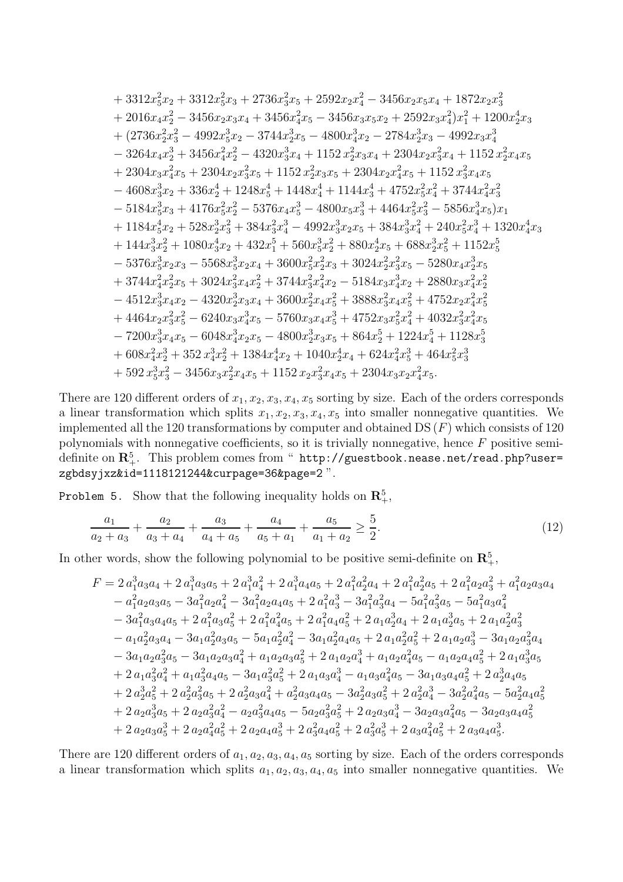$$
\begin{aligned}
&+ 3312x_5^2x_2 + 3312x_5^2x_3 + 2736x_3^2x_5 + 2592x_2x_4^2 - 3456x_2x_5x_4 + 1872x_2x_3^2 \\
&+ 2016x_4x_2^2 - 3456x_2x_3x_4 + 3456x_4^2x_5 - 3456x_3x_5x_2 + 2592x_3x_4^2)x_1^2 + 1200x_2^4x_3 \\
&+ (2736x_2^2x_3^2 - 4992x_5^3x_2 - 3744x_3^3x_5 - 4800x_4^3x_2 - 2784x_2^3x_3 - 4992x_3x_4^3 \\
&- 3264x_4x_2^3 + 3456x_4^2x_2^2 - 4320x_3^3x_4 + 1152\,x_2^2x_3x_4 + 2304x_2x_3^2x_4 + 1152\,x_2^2x_4x_5 \\
&+ 2304x_3x_4^2x_5 + 2304x_2x_3^2x_5 + 1152\,x_2^2x_3x_5 + 2304x_2x_4^2x_5 + 1152\,x_3^2x_4x_5 \\
&- 4608x_3^3x_2 + 336x_2^4 + 1248x_5^4 + 1448x_4^4 + 1144x_3^4 + 4752x_5^2x_4^2 + 3744x_4^2x_3^2 \\
&- 5184x_5^3x_3 + 4176x_5^2x_2^2 - 5376x_4x_5^3 - 4800x_5x_3^3 + 4464x_5^2x_3^2 - 5856x_4^3x_5)x_1 \\
&+ 1184x_5^4x_2 + 528x_2^3x_3^2 + 384x_2^2x_3^3 - 4992x_3^3x_2x_5 + 384x_3^3x_4^2 + 240x_5^2x_4^3 + 1320x_4^4x_3 \\
&+ 144x_3^3x_2^2 + 1080x_3^4x_2 + 432x_1^5 + 560x_5^3x_2^2 + 880x_2^4x_5 + 688x_2^3x_5^2 + 1152x_5^5 \\
&- 5376x_5^3x_2x_3 - 5568x_5^3x_2x_4 + 3600x_5^2x_2^2x_3 + 3024x_2^2x_3^2x_5 - 5280x_4x_2^3x_5 \\
&+ 3744x_4^2x_2^2x_5 + 3024x_3^2x_4x_2^2 + 3744x_3^2x_4^2x_2 - 5184x_3x_4^3x_2 + 2880x_3x_4^2x_2^2 \\
&- 4512x_3^3x_4x_2 - 4320x_2^3x_3x_4 + 3600x_2^2x_4x_5^2 + 3888x_3^2x_4x_5^2 + 4752x_2x_4^2x_5^2 \\
&+ 4464x_2x_3^2x_5^2 - 6240x_3x_4^3x_5 - 5760x_3x_4x_5^3 + 4752x_3x_5^2x_4^2 + 4032x_3^2x_4^2x_5 \\
&- 7200x_3^3x_4x_5 - 6048x_4^3x_2x_5 - 4800x_2^3x_3x_5 + 864x_2^5 + 1224x_4^5 + 1128x_3^5 \\
&+ 608x_4^2x_2^3 + 352\,x_4^3x_2^2 + 1384x_4^4x_2 + 1040x_2^4x_4 + 624x_4^2x_5^3 + 464x_5^2x_3^3 \\
&+ 592\,x_5^3x_3^2 - 3456x_3x_2^2x_4x_5 + 1152\,x_2x_3^2x_4x_5 + 2304x_3x_2x_4^2x_5.
\end{aligned}
$$

There are 120 different orders of $x_1, x_2, x_3, x_4, x_5$ sorting by size. Each of the orders corresponds a linear transformation which splits $x_1, x_2, x_3, x_4, x_5$ into smaller nonnegative quantities. We implemented all the 120 transformations by computer and obtained $\mathrm{DS}(F)$ which consists of 120 polynomials with nonnegative coefficients, so it is trivially nonnegative, hence $F$ positive semi-definite on $\mathbf{R}_+^5$. This problem comes from " `http://guestbook.nease.net/read.php?user=zgbdsyjxz&id=1118121244&curpage=36&page=2` ".

`Problem 5.` Show that the following inequality holds on $\mathbf{R}_+^5$,

$$
\frac{a_1}{a_2+a_3} + \frac{a_2}{a_3+a_4} + \frac{a_3}{a_4+a_5} + \frac{a_4}{a_5+a_1} + \frac{a_5}{a_1+a_2} \geq \frac{5}{2}. \tag{12}
$$

In other words, show the following polynomial to be positive semi-definite on $\mathbf{R}_+^5$,

$$
\begin{aligned}
F = {} & 2\,a_1^3a_3a_4 + 2\,a_1^3a_3a_5 + 2\,a_1^3a_4^2 + 2\,a_1^3a_4a_5 + 2\,a_1^2a_2^2a_4 + 2\,a_1^2a_2^2a_5 + 2\,a_1^2a_2a_3^2 + a_1^2a_2a_3a_4 \\
& - a_1^2a_2a_3a_5 - 3a_1^2a_2a_4^2 - 3a_1^2a_2a_4a_5 + 2\,a_1^2a_3^3 - 3a_1^2a_3^2a_4 - 5a_1^2a_3^2a_5 - 5a_1^2a_3a_4^2 \\
& - 3a_1^2a_3a_4a_5 + 2\,a_1^2a_3a_5^2 + 2\,a_1^2a_4^2a_5 + 2\,a_1^2a_4a_5^2 + 2\,a_1a_2^3a_4 + 2\,a_1a_2^3a_5 + 2\,a_1a_2^2a_3^2 \\
& - a_1a_2^2a_3a_4 - 3a_1a_2^2a_3a_5 - 5a_1a_2^2a_4^2 - 3a_1a_2^2a_4a_5 + 2\,a_1a_2^2a_5^2 + 2\,a_1a_2a_3^3 - 3a_1a_2a_3^2a_4 \\
& - 3a_1a_2a_3^2a_5 - 3a_1a_2a_3a_4^2 + a_1a_2a_3a_5^2 + 2\,a_1a_2a_4^3 + a_1a_2a_4^2a_5 - a_1a_2a_4a_5^2 + 2\,a_1a_3^3a_5 \\
& + 2\,a_1a_3^2a_4^2 + a_1a_3^2a_4a_5 - 3a_1a_3^2a_5^2 + 2\,a_1a_3a_4^3 - a_1a_3a_4^2a_5 - 3a_1a_3a_4a_5^2 + 2\,a_2^3a_4a_5 \\
& + 2\,a_2^3a_5^2 + 2\,a_2^2a_3^2a_5 + 2\,a_2^2a_3a_4^2 + a_2^2a_3a_4a_5 - 3a_2^2a_3a_5^2 + 2\,a_2^2a_4^3 - 3a_2^2a_4^2a_5 - 5a_2^2a_4a_5^2 \\
& + 2\,a_2a_3^3a_5 + 2\,a_2a_3^2a_4^2 - a_2a_3^2a_4a_5 - 5a_2a_3^2a_5^2 + 2\,a_2a_3a_4^3 - 3a_2a_3a_4^2a_5 - 3a_2a_3a_4a_5^2 \\
& + 2\,a_2a_3a_5^3 + 2\,a_2a_4^2a_5^2 + 2\,a_2a_4a_5^3 + 2\,a_3^2a_4a_5^2 + 2\,a_3^2a_5^3 + 2\,a_3a_4^2a_5^2 + 2\,a_3a_4a_5^3.
\end{aligned}
$$

There are 120 different orders of $a_1, a_2, a_3, a_4, a_5$ sorting by size. Each of the orders corresponds a linear transformation which splits $a_1, a_2, a_3, a_4, a_5$ into smaller nonnegative quantities. We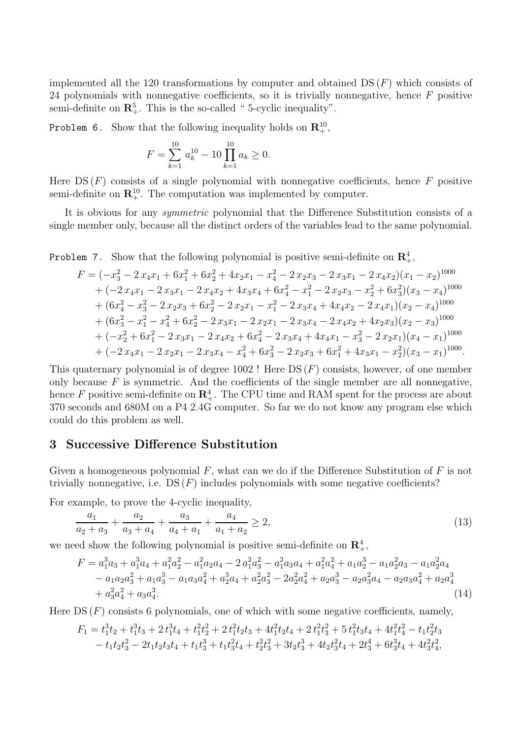implemented all the 120 transformations by computer and obtained $\mathrm{DS}\,(F)$ which consists of 24 polynomials with nonnegative coefficients, so it is trivially nonnegative, hence $F$ positive semi-definite on $\mathbf{R}_+^5$. This is the so-called " 5-cyclic inequality".

`Problem 6.` Show that the following inequality holds on $\mathbf{R}_+^{10}$,

$$F = \sum_{k=1}^{10} a_k^{10} - 10\prod_{k=1}^{10} a_k \geq 0.$$

Here $\mathrm{DS}\,(F)$ consists of a single polynomial with nonnegative coefficients, hence $F$ positive semi-definite on $\mathbf{R}_+^{10}$. The computation was implemented by computer.

It is obvious for any *symmetric* polynomial that the Difference Substitution consists of a single member only, because all the distinct orders of the variables lead to the same polynomial.

`Problem 7.` Show that the following polynomial is positive semi-definite on $\mathbf{R}_+^4$,

$$\begin{aligned}
F = {} & (-x_3^2 - 2\,x_4x_1 + 6x_1^2 + 6x_2^2 + 4x_2x_1 - x_4^2 - 2\,x_2x_3 - 2\,x_3x_1 - 2\,x_4x_2)(x_1 - x_2)^{1000} \\
& + (-2\,x_4x_1 - 2\,x_3x_1 - 2\,x_4x_2 + 4x_3x_4 + 6x_4^2 - x_1^2 - 2\,x_2x_3 - x_2^2 + 6x_3^2)(x_3 - x_4)^{1000} \\
& + (6x_4^2 - x_3^2 - 2\,x_2x_3 + 6x_2^2 - 2\,x_2x_1 - x_1^2 - 2\,x_3x_4 + 4x_4x_2 - 2\,x_4x_1)(x_2 - x_4)^{1000} \\
& + (6x_3^2 - x_1^2 - x_4^2 + 6x_2^2 - 2\,x_3x_1 - 2\,x_2x_1 - 2\,x_3x_4 - 2\,x_4x_2 + 4x_2x_3)(x_2 - x_3)^{1000} \\
& + (-x_2^2 + 6x_1^2 - 2\,x_3x_1 - 2\,x_4x_2 + 6x_4^2 - 2\,x_3x_4 + 4x_4x_1 - x_3^2 - 2\,x_2x_1)(x_4 - x_1)^{1000} \\
& + (-2\,x_4x_1 - 2\,x_2x_1 - 2\,x_3x_4 - x_4^2 + 6x_3^2 - 2\,x_2x_3 + 6x_1^2 + 4x_3x_1 - x_2^2)(x_3 - x_1)^{1000}.
\end{aligned}$$

This quaternary polynomial is of degree 1002 ! Here $\mathrm{DS}\,(F)$ consists, however, of one member only because $F$ is symmetric. And the coefficients of the single member are all nonnegative, hence $F$ positive semi-definite on $\mathbf{R}_+^4$. The CPU time and RAM spent for the process are about 370 seconds and 680M on a P4 2.4G computer. So far we do not know any program else which could do this problem as well.

## 3 Successive Difference Substitution

Given a homogeneous polynomial $F$, what can we do if the Difference Substitution of $F$ is not trivially nonnegative, i.e. $\mathrm{DS}\,(F)$ includes polynomials with some negative coefficients?

For example, to prove the 4-cyclic inequality,

$$\frac{a_1}{a_2 + a_3} + \frac{a_2}{a_3 + a_4} + \frac{a_3}{a_4 + a_1} + \frac{a_4}{a_1 + a_2} \geq 2, \tag{13}$$

we need show the following polynomial is positive semi-definite on $\mathbf{R}_+^4$,

$$\begin{aligned}
F = {} & a_1^3a_3 + a_1^3a_4 + a_1^2a_2^2 - a_1^2a_2a_4 - 2\,a_1^2a_3^2 - a_1^2a_3a_4 + a_1^2a_4^2 + a_1a_2^3 - a_1a_2^2a_3 - a_1a_2^2a_4 \\
& - a_1a_2a_3^2 + a_1a_3^3 - a_1a_3a_4^2 + a_2^3a_4 + a_2^2a_3^2 - 2a_2^2a_4^2 + a_2a_3^3 - a_2a_3^2a_4 - a_2a_3a_4^2 + a_2a_4^3 \\
& + a_3^2a_4^2 + a_3a_4^3.
\end{aligned} \tag{14}$$

Here $\mathrm{DS}\,(F)$ consists 6 polynomials, one of which with some negative coefficients, namely,

$$\begin{aligned}
F_1 = {} & t_1^3t_2 + t_1^3t_3 + 2\,t_1^3t_4 + t_1^2t_2^2 + 2\,t_1^2t_2t_3 + 4t_1^2t_2t_4 + 2\,t_1^2t_3^2 + 5\,t_1^2t_3t_4 + 4t_1^2t_4^2 - t_1t_2^2t_3 \\
& - t_1t_2t_3^2 - 2t_1t_2t_3t_4 + t_1t_3^3 + t_1t_3^2t_4 + t_2^2t_3^2 + 3t_2t_3^3 + 4t_2t_3^2t_4 + 2t_3^4 + 6t_3^3t_4 + 4t_3^2t_4^2,
\end{aligned}$$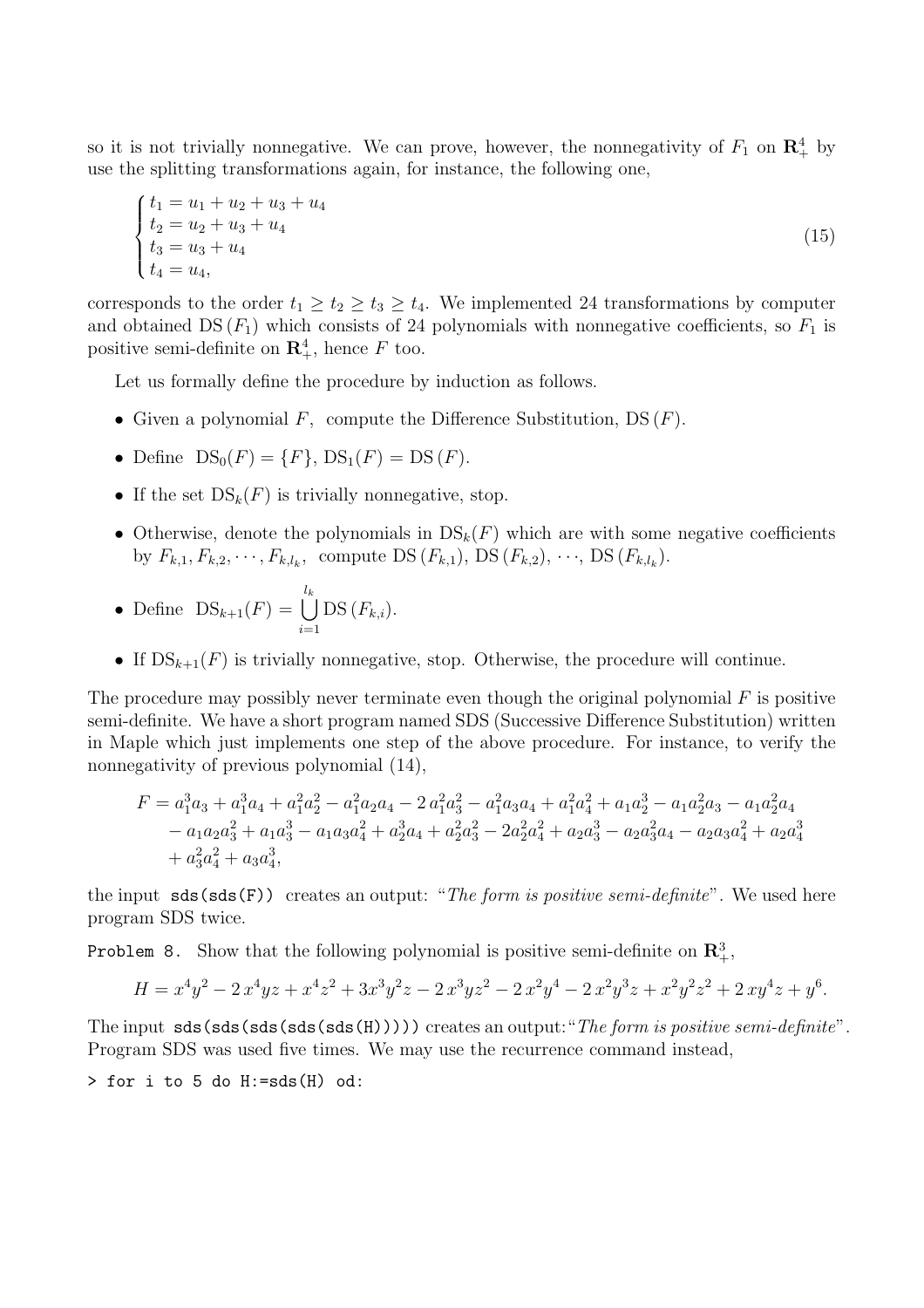so it is not trivially nonnegative. We can prove, however, the nonnegativity of $F_1$ on $\mathbf{R}_+^4$ by use the splitting transformations again, for instance, the following one,

$$\begin{cases} t_1 = u_1 + u_2 + u_3 + u_4 \\ t_2 = u_2 + u_3 + u_4 \\ t_3 = u_3 + u_4 \\ t_4 = u_4, \end{cases} \tag{15}$$

corresponds to the order $t_1 \geq t_2 \geq t_3 \geq t_4$. We implemented 24 transformations by computer and obtained $\mathrm{DS}(F_1)$ which consists of 24 polynomials with nonnegative coefficients, so $F_1$ is positive semi-definite on $\mathbf{R}_+^4$, hence $F$ too.

Let us formally define the procedure by induction as follows.

- Given a polynomial $F$, compute the Difference Substitution, $\mathrm{DS}(F)$.
- Define $\mathrm{DS}_0(F) = \{F\}$, $\mathrm{DS}_1(F) = \mathrm{DS}(F)$.
- If the set $\mathrm{DS}_k(F)$ is trivially nonnegative, stop.
- Otherwise, denote the polynomials in $\mathrm{DS}_k(F)$ which are with some negative coefficients by $F_{k,1}, F_{k,2}, \cdots, F_{k,l_k}$, compute $\mathrm{DS}(F_{k,1})$, $\mathrm{DS}(F_{k,2})$, $\cdots$, $\mathrm{DS}(F_{k,l_k})$.
- Define $\mathrm{DS}_{k+1}(F) = \bigcup_{i=1}^{l_k} \mathrm{DS}(F_{k,i})$.
- If $\mathrm{DS}_{k+1}(F)$ is trivially nonnegative, stop. Otherwise, the procedure will continue.

The procedure may possibly never terminate even though the original polynomial $F$ is positive semi-definite. We have a short program named SDS (Successive Difference Substitution) written in Maple which just implements one step of the above procedure. For instance, to verify the nonnegativity of previous polynomial (14),

$$\begin{aligned} F = {} & a_1^3a_3 + a_1^3a_4 + a_1^2a_2^2 - a_1^2a_2a_4 - 2\,a_1^2a_3^2 - a_1^2a_3a_4 + a_1^2a_4^2 + a_1a_2^3 - a_1a_2^2a_3 - a_1a_2^2a_4 \\ & - a_1a_2a_3^2 + a_1a_3^3 - a_1a_3a_4^2 + a_2^3a_4 + a_2^2a_3^2 - 2a_2^2a_4^2 + a_2a_3^3 - a_2a_3^2a_4 - a_2a_3a_4^2 + a_2a_4^3 \\ & + a_3^2a_4^2 + a_3a_4^3, \end{aligned}$$

the input `sds(sds(F))` creates an output: "*The form is positive semi-definite*". We used here program SDS twice.

`Problem 8.` Show that the following polynomial is positive semi-definite on $\mathbf{R}_+^3$,

$$H = x^4y^2 - 2\,x^4yz + x^4z^2 + 3x^3y^2z - 2\,x^3yz^2 - 2\,x^2y^4 - 2\,x^2y^3z + x^2y^2z^2 + 2\,xy^4z + y^6.$$

The input `sds(sds(sds(sds(sds(H)))))` creates an output: "*The form is positive semi-definite*". Program SDS was used five times. We may use the recurrence command instead,

```
> for i to 5 do H:=sds(H) od:
```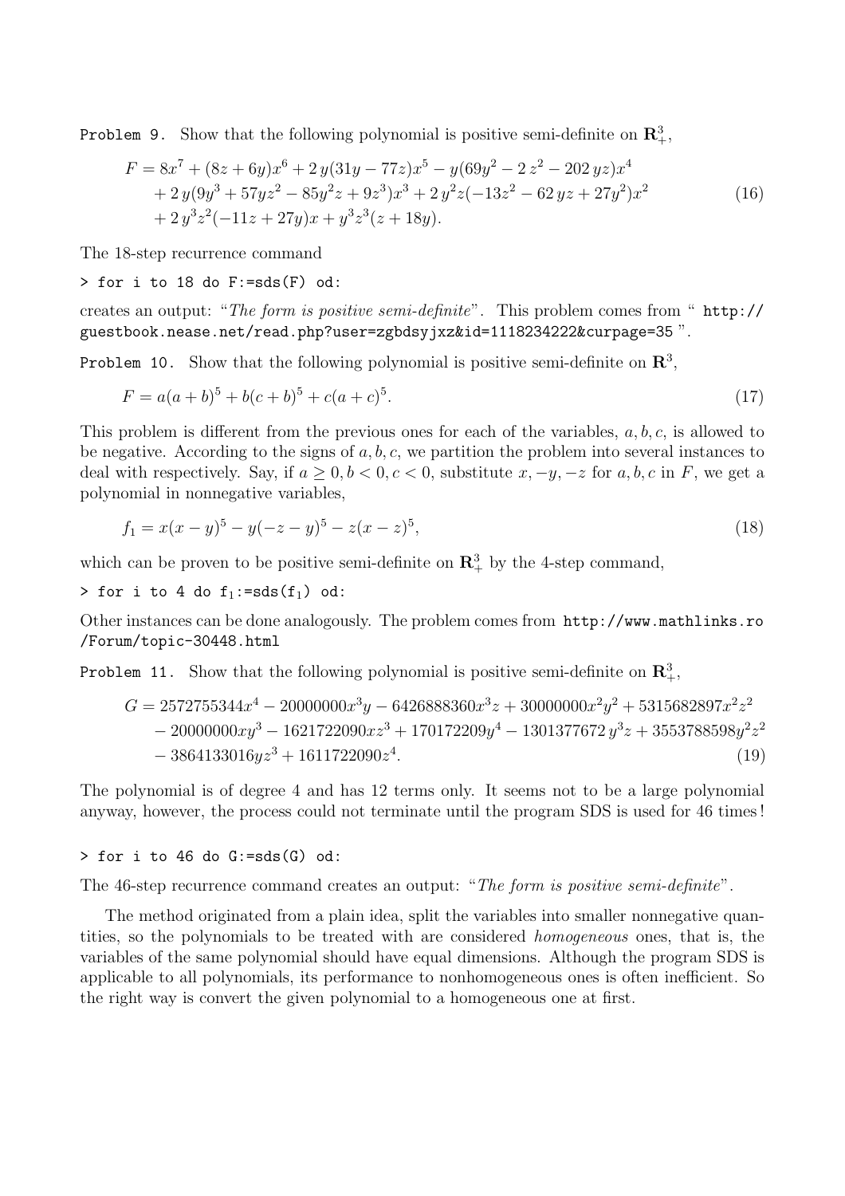`Problem 9.` Show that the following polynomial is positive semi-definite on $\mathbf{R}_+^3$,

$$
\begin{aligned}
F = {} & 8x^7 + (8z + 6y)x^6 + 2\,y(31y - 77z)x^5 - y(69y^2 - 2\,z^2 - 202\,yz)x^4 \\
& + 2\,y(9y^3 + 57yz^2 - 85y^2z + 9z^3)x^3 + 2\,y^2z(-13z^2 - 62\,yz + 27y^2)x^2 \\
& + 2\,y^3z^2(-11z + 27y)x + y^3z^3(z + 18y).
\end{aligned}
\tag{16}
$$

The 18-step recurrence command

```
> for i to 18 do F:=sds(F) od:
```

creates an output: "*The form is positive semi-definite*". This problem comes from " `http://guestbook.nease.net/read.php?user=zgbdsyjxz&id=1118234222&curpage=35` ".

`Problem 10.` Show that the following polynomial is positive semi-definite on $\mathbf{R}^3$,

$$
F = a(a+b)^5 + b(c+b)^5 + c(a+c)^5. \tag{17}
$$

This problem is different from the previous ones for each of the variables, $a, b, c$, is allowed to be negative. According to the signs of $a, b, c$, we partition the problem into several instances to deal with respectively. Say, if $a \geq 0, b < 0, c < 0$, substitute $x, -y, -z$ for $a, b, c$ in $F$, we get a polynomial in nonnegative variables,

$$
f_1 = x(x-y)^5 - y(-z-y)^5 - z(x-z)^5, \tag{18}
$$

which can be proven to be positive semi-definite on $\mathbf{R}_+^3$ by the 4-step command,

```
> for i to 4 do f1:=sds(f1) od:
```

Other instances can be done analogously. The problem comes from `http://www.mathlinks.ro/Forum/topic-30448.html`

`Problem 11.` Show that the following polynomial is positive semi-definite on $\mathbf{R}_+^3$,

$$
\begin{aligned}
G = {} & 2572755344x^4 - 20000000x^3y - 6426888360x^3z + 30000000x^2y^2 + 5315682897x^2z^2 \\
& - 20000000xy^3 - 1621722090xz^3 + 170172209y^4 - 1301377672\,y^3z + 3553788598y^2z^2 \\
& - 3864133016yz^3 + 1611722090z^4.
\end{aligned}
\tag{19}
$$

The polynomial is of degree 4 and has 12 terms only. It seems not to be a large polynomial anyway, however, the process could not terminate until the program SDS is used for 46 times!

```
> for i to 46 do G:=sds(G) od:
```

The 46-step recurrence command creates an output: "*The form is positive semi-definite*".

The method originated from a plain idea, split the variables into smaller nonnegative quantities, so the polynomials to be treated with are considered *homogeneous* ones, that is, the variables of the same polynomial should have equal dimensions. Although the program SDS is applicable to all polynomials, its performance to nonhomogeneous ones is often inefficient. So the right way is convert the given polynomial to a homogeneous one at first.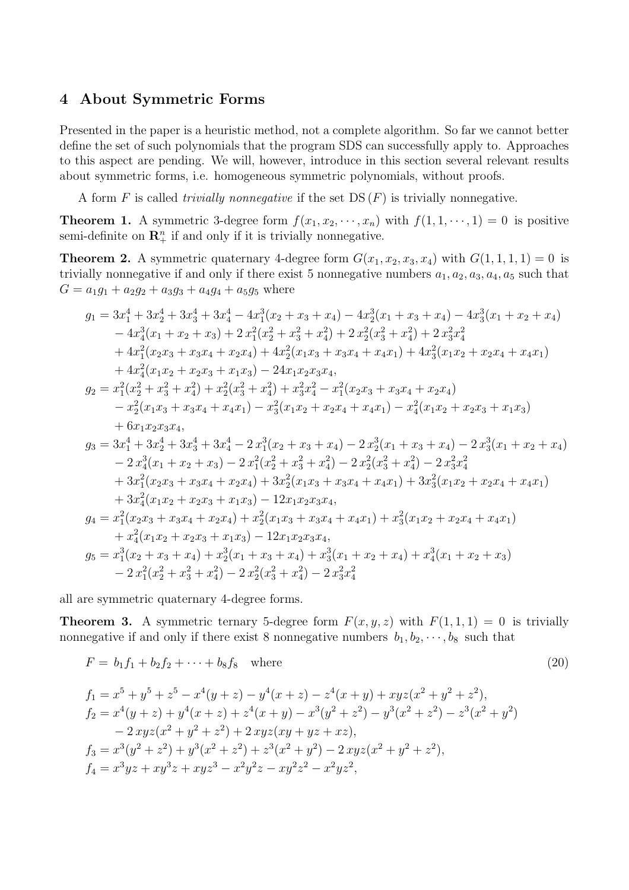## 4 About Symmetric Forms

Presented in the paper is a heuristic method, not a complete algorithm. So far we cannot better define the set of such polynomials that the program SDS can successfully apply to. Approaches to this aspect are pending. We will, however, introduce in this section several relevant results about symmetric forms, i.e. homogeneous symmetric polynomials, without proofs.

A form $F$ is called *trivially nonnegative* if the set $\mathrm{DS}\,(F)$ is trivially nonnegative.

**Theorem 1.** A symmetric 3-degree form $f(x_1, x_2, \cdots, x_n)$ with $f(1, 1, \cdots, 1) = 0$ is positive semi-definite on $\mathbf{R}_+^n$ if and only if it is trivially nonnegative.

**Theorem 2.** A symmetric quaternary 4-degree form $G(x_1, x_2, x_3, x_4)$ with $G(1, 1, 1, 1) = 0$ is trivially nonnegative if and only if there exist 5 nonnegative numbers $a_1, a_2, a_3, a_4, a_5$ such that $G = a_1g_1 + a_2g_2 + a_3g_3 + a_4g_4 + a_5g_5$ where

$$
\begin{aligned}
g_1 =\ & 3x_1^4 + 3x_2^4 + 3x_3^4 + 3x_4^4 - 4x_1^3(x_2 + x_3 + x_4) - 4x_2^3(x_1 + x_3 + x_4) - 4x_3^3(x_1 + x_2 + x_4) \\
& - 4x_4^3(x_1 + x_2 + x_3) + 2\,x_1^2(x_2^2 + x_3^2 + x_4^2) + 2\,x_2^2(x_3^2 + x_4^2) + 2\,x_3^2x_4^2 \\
& + 4x_1^2(x_2x_3 + x_3x_4 + x_2x_4) + 4x_2^2(x_1x_3 + x_3x_4 + x_4x_1) + 4x_3^2(x_1x_2 + x_2x_4 + x_4x_1) \\
& + 4x_4^2(x_1x_2 + x_2x_3 + x_1x_3) - 24x_1x_2x_3x_4, \\
g_2 =\ & x_1^2(x_2^2 + x_3^2 + x_4^2) + x_2^2(x_3^2 + x_4^2) + x_3^2x_4^2 - x_1^2(x_2x_3 + x_3x_4 + x_2x_4) \\
& - x_2^2(x_1x_3 + x_3x_4 + x_4x_1) - x_3^2(x_1x_2 + x_2x_4 + x_4x_1) - x_4^2(x_1x_2 + x_2x_3 + x_1x_3) \\
& + 6x_1x_2x_3x_4, \\
g_3 =\ & 3x_1^4 + 3x_2^4 + 3x_3^4 + 3x_4^4 - 2\,x_1^3(x_2 + x_3 + x_4) - 2\,x_2^3(x_1 + x_3 + x_4) - 2\,x_3^3(x_1 + x_2 + x_4) \\
& - 2\,x_4^3(x_1 + x_2 + x_3) - 2\,x_1^2(x_2^2 + x_3^2 + x_4^2) - 2\,x_2^2(x_3^2 + x_4^2) - 2\,x_3^2x_4^2 \\
& + 3x_1^2(x_2x_3 + x_3x_4 + x_2x_4) + 3x_2^2(x_1x_3 + x_3x_4 + x_4x_1) + 3x_3^2(x_1x_2 + x_2x_4 + x_4x_1) \\
& + 3x_4^2(x_1x_2 + x_2x_3 + x_1x_3) - 12x_1x_2x_3x_4, \\
g_4 =\ & x_1^2(x_2x_3 + x_3x_4 + x_2x_4) + x_2^2(x_1x_3 + x_3x_4 + x_4x_1) + x_3^2(x_1x_2 + x_2x_4 + x_4x_1) \\
& + x_4^2(x_1x_2 + x_2x_3 + x_1x_3) - 12x_1x_2x_3x_4, \\
g_5 =\ & x_1^3(x_2 + x_3 + x_4) + x_2^3(x_1 + x_3 + x_4) + x_3^3(x_1 + x_2 + x_4) + x_4^3(x_1 + x_2 + x_3) \\
& - 2\,x_1^2(x_2^2 + x_3^2 + x_4^2) - 2\,x_2^2(x_3^2 + x_4^2) - 2\,x_3^2x_4^2
\end{aligned}
$$

all are symmetric quaternary 4-degree forms.

**Theorem 3.** A symmetric ternary 5-degree form $F(x, y, z)$ with $F(1, 1, 1) = 0$ is trivially nonnegative if and only if there exist 8 nonnegative numbers $b_1, b_2, \cdots, b_8$ such that

$$
F = b_1f_1 + b_2f_2 + \cdots + b_8f_8 \quad \text{where} \tag{20}
$$

$$
\begin{aligned}
f_1 =\ & x^5 + y^5 + z^5 - x^4(y + z) - y^4(x + z) - z^4(x + y) + xyz(x^2 + y^2 + z^2), \\
f_2 =\ & x^4(y + z) + y^4(x + z) + z^4(x + y) - x^3(y^2 + z^2) - y^3(x^2 + z^2) - z^3(x^2 + y^2) \\
& - 2\,xyz(x^2 + y^2 + z^2) + 2\,xyz(xy + yz + xz), \\
f_3 =\ & x^3(y^2 + z^2) + y^3(x^2 + z^2) + z^3(x^2 + y^2) - 2\,xyz(x^2 + y^2 + z^2), \\
f_4 =\ & x^3yz + xy^3z + xyz^3 - x^2y^2z - xy^2z^2 - x^2yz^2,
\end{aligned}
$$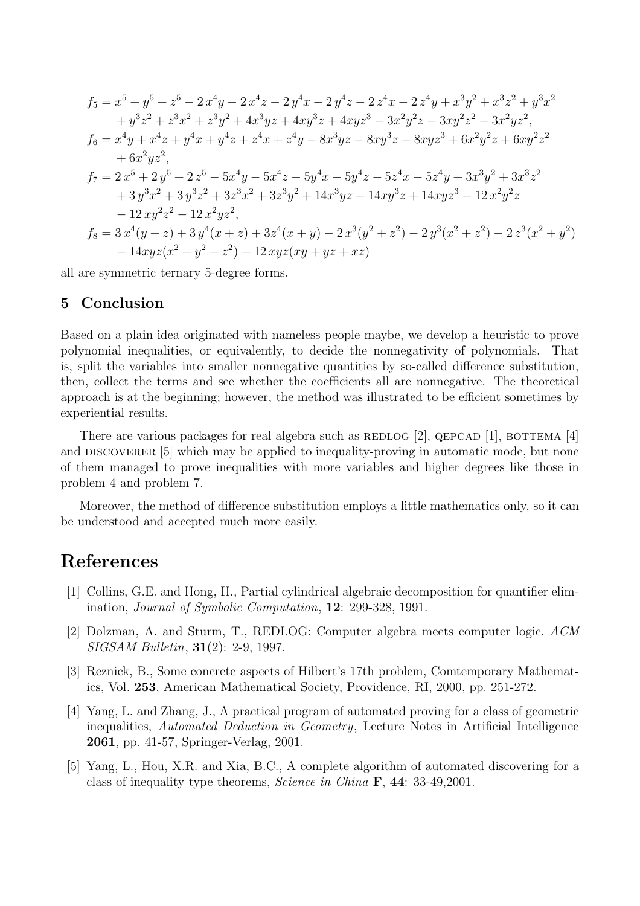$$
\begin{aligned}
f_5 = {} & x^5 + y^5 + z^5 - 2\,x^4y - 2\,x^4z - 2\,y^4x - 2\,y^4z - 2\,z^4x - 2\,z^4y + x^3y^2 + x^3z^2 + y^3x^2 \\
& + y^3z^2 + z^3x^2 + z^3y^2 + 4x^3yz + 4xy^3z + 4xyz^3 - 3x^2y^2z - 3xy^2z^2 - 3x^2yz^2, \\
f_6 = {} & x^4y + x^4z + y^4x + y^4z + z^4x + z^4y - 8x^3yz - 8xy^3z - 8xyz^3 + 6x^2y^2z + 6xy^2z^2 \\
& + 6x^2yz^2, \\
f_7 = {} & 2\,x^5 + 2\,y^5 + 2\,z^5 - 5x^4y - 5x^4z - 5y^4x - 5y^4z - 5z^4x - 5z^4y + 3x^3y^2 + 3x^3z^2 \\
& + 3\,y^3x^2 + 3\,y^3z^2 + 3z^3x^2 + 3z^3y^2 + 14x^3yz + 14xy^3z + 14xyz^3 - 12\,x^2y^2z \\
& - 12\,xy^2z^2 - 12\,x^2yz^2, \\
f_8 = {} & 3\,x^4(y+z) + 3\,y^4(x+z) + 3z^4(x+y) - 2\,x^3(y^2+z^2) - 2\,y^3(x^2+z^2) - 2\,z^3(x^2+y^2) \\
& - 14xyz(x^2+y^2+z^2) + 12\,xyz(xy+yz+xz)
\end{aligned}
$$

all are symmetric ternary 5-degree forms.

## 5 Conclusion

Based on a plain idea originated with nameless people maybe, we develop a heuristic to prove polynomial inequalities, or equivalently, to decide the nonnegativity of polynomials. That is, split the variables into smaller nonnegative quantities by so-called difference substitution, then, collect the terms and see whether the coefficients all are nonnegative. The theoretical approach is at the beginning; however, the method was illustrated to be efficient sometimes by experiential results.

There are various packages for real algebra such as REDLOG [2], QEPCAD [1], BOTTEMA [4] and DISCOVERER [5] which may be applied to inequality-proving in automatic mode, but none of them managed to prove inequalities with more variables and higher degrees like those in problem 4 and problem 7.

Moreover, the method of difference substitution employs a little mathematics only, so it can be understood and accepted much more easily.

# References

[1] Collins, G.E. and Hong, H., Partial cylindrical algebraic decomposition for quantifier elimination, *Journal of Symbolic Computation*, **12**: 299-328, 1991.

[2] Dolzman, A. and Sturm, T., REDLOG: Computer algebra meets computer logic. *ACM SIGSAM Bulletin*, **31**(2): 2-9, 1997.

[3] Reznick, B., Some concrete aspects of Hilbert's 17th problem, Comtemporary Mathematics, Vol. **253**, American Mathematical Society, Providence, RI, 2000, pp. 251-272.

[4] Yang, L. and Zhang, J., A practical program of automated proving for a class of geometric inequalities, *Automated Deduction in Geometry*, Lecture Notes in Artificial Intelligence **2061**, pp. 41-57, Springer-Verlag, 2001.

[5] Yang, L., Hou, X.R. and Xia, B.C., A complete algorithm of automated discovering for a class of inequality type theorems, *Science in China* **F**, **44**: 33-49,2001.